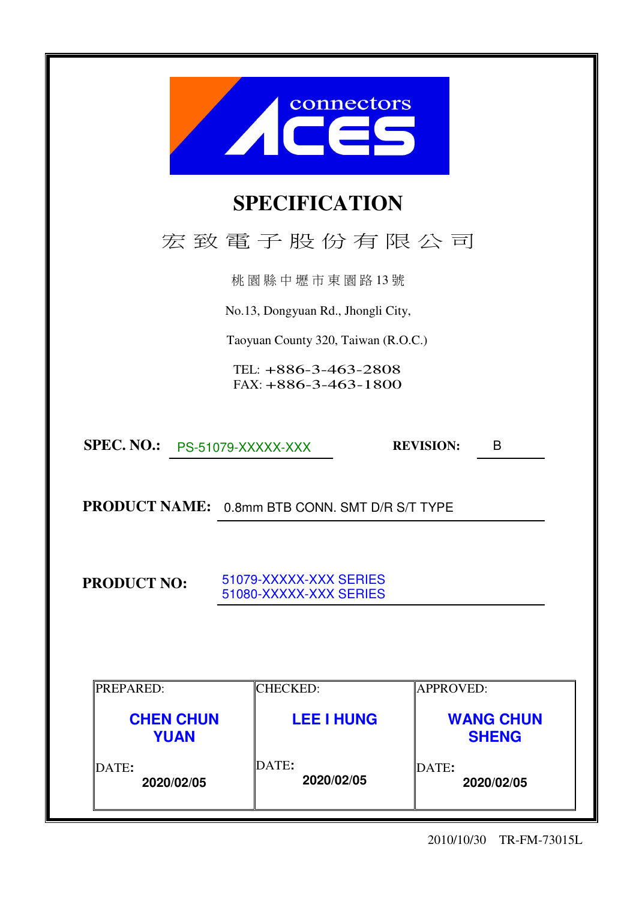connectors ACES

# SPECIFICATION

宏 致 電 子 股 份 有 限 公 司

桃 園 縣 中 壢 市 東 園 路 13 號

No.13, Dongyuan Rd., Jhongli City,

Taoyuan County 320, Taiwan (R.O.C.)

TEL: +886-3-463-2808
FAX: +886-3-463-1800

**SPEC. NO.:** PS-51079-XXXXX-XXX **REVISION:** B

**PRODUCT NAME:** 0.8mm BTB CONN. SMT D/R S/T TYPE

**PRODUCT NO:** 51079-XXXXX-XXX SERIES
51080-XXXXX-XXX SERIES

| PREPARED: | CHECKED: | APPROVED: |
|---|---|---|
| **CHEN CHUN YUAN** | **LEE I HUNG** | **WANG CHUN SHENG** |
| DATE: **2020/02/05** | DATE: **2020/02/05** | DATE: **2020/02/05** |

2010/10/30 TR-FM-73015L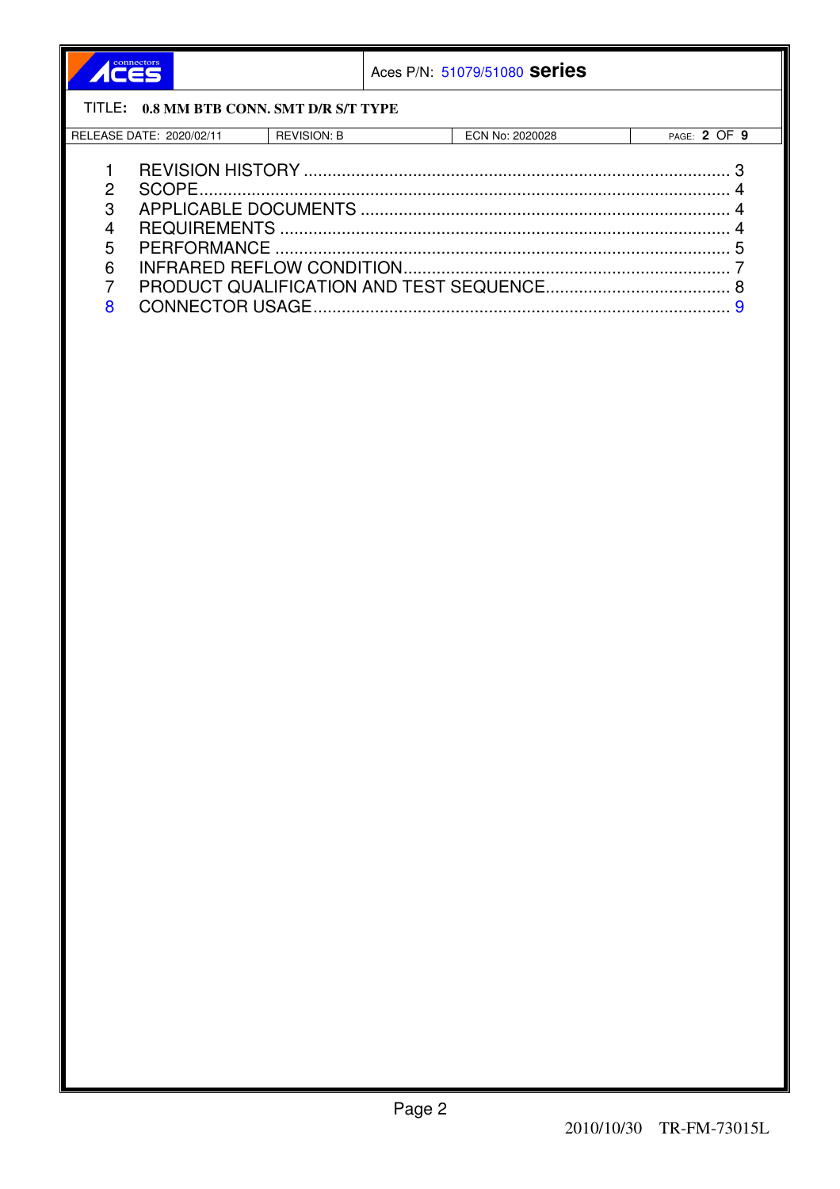1 REVISION HISTORY ........................................................................................ 3
2 SCOPE ............................................................................................................ 4
3 APPLICABLE DOCUMENTS ............................................................................ 4
4 REQUIREMENTS ............................................................................................. 4
5 PERFORMANCE .............................................................................................. 5
6 INFRARED REFLOW CONDITION ................................................................... 7
7 PRODUCT QUALIFICATION AND TEST SEQUENCE ....................................... 8
8 CONNECTOR USAGE ...................................................................................... 9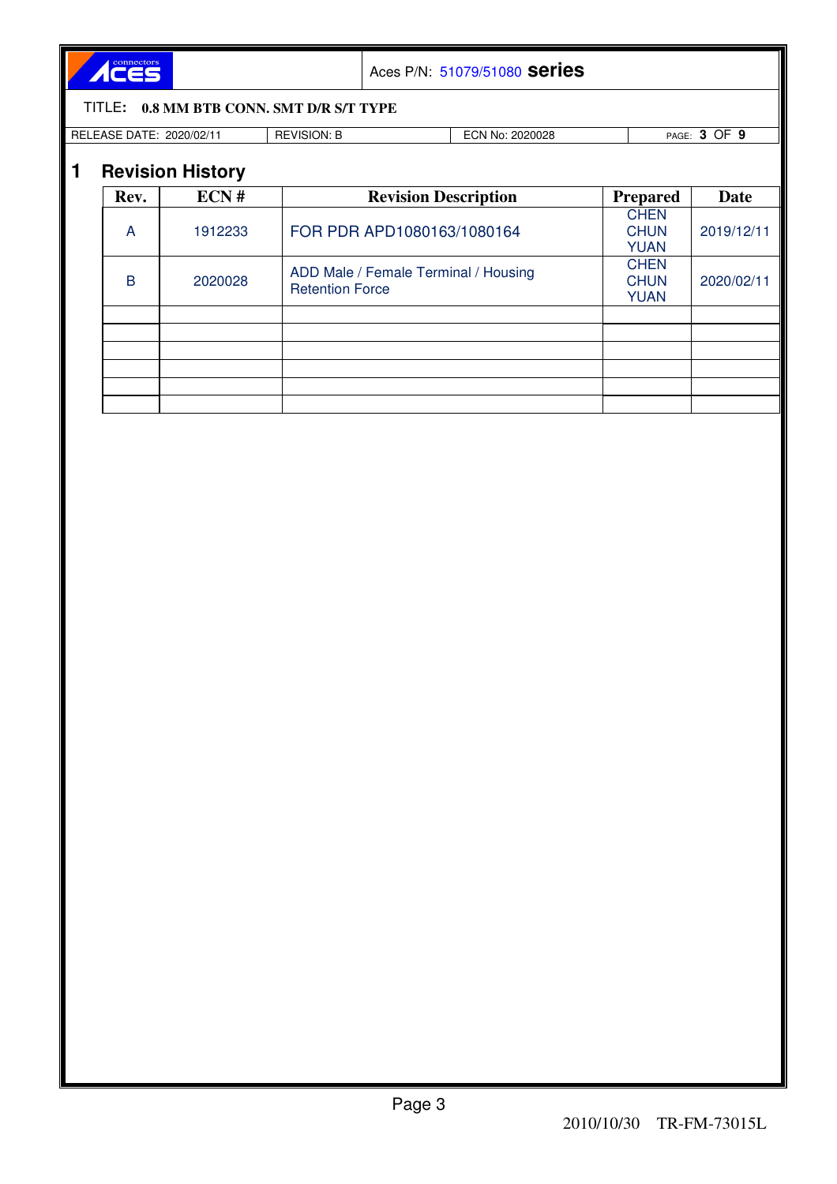# 1 Revision History

| Rev. | ECN # | Revision Description | Prepared | Date |
|---|---|---|---|---|
| A | 1912233 | FOR PDR APD1080163/1080164 | CHEN CHUN YUAN | 2019/12/11 |
| B | 2020028 | ADD Male / Female Terminal / Housing Retention Force | CHEN CHUN YUAN | 2020/02/11 |
| | | | | |
| | | | | |
| | | | | |
| | | | | |
| | | | | |
| | | | | |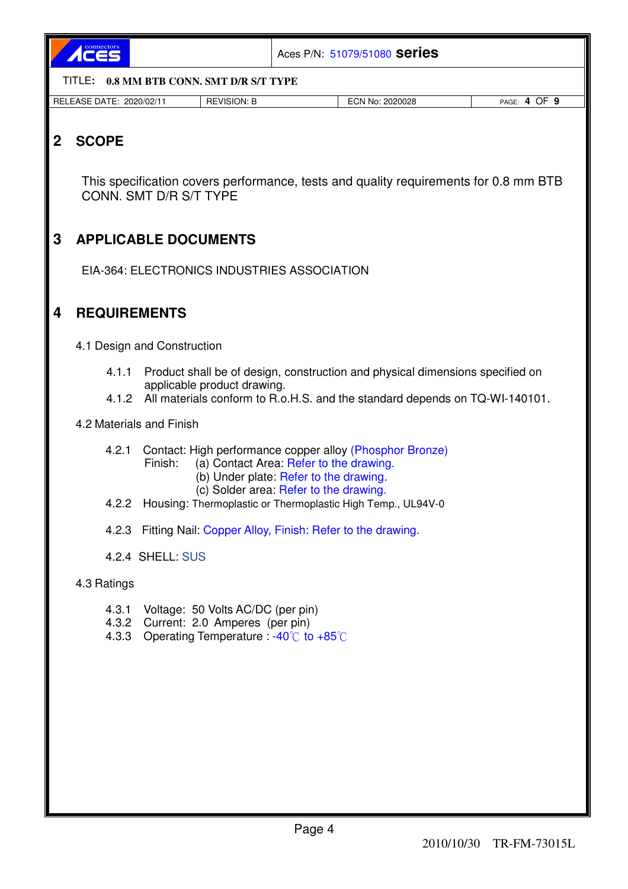## 2 SCOPE

This specification covers performance, tests and quality requirements for 0.8 mm BTB CONN. SMT D/R S/T TYPE

## 3 APPLICABLE DOCUMENTS

EIA-364: ELECTRONICS INDUSTRIES ASSOCIATION

## 4 REQUIREMENTS

### 4.1 Design and Construction

4.1.1 Product shall be of design, construction and physical dimensions specified on applicable product drawing.

4.1.2 All materials conform to R.o.H.S. and the standard depends on TQ-WI-140101.

### 4.2 Materials and Finish

4.2.1 Contact: High performance copper alloy (Phosphor Bronze)
Finish: (a) Contact Area: Refer to the drawing.
(b) Under plate: Refer to the drawing.
(c) Solder area: Refer to the drawing.

4.2.2 Housing: Thermoplastic or Thermoplastic High Temp., UL94V-0

4.2.3 Fitting Nail: Copper Alloy, Finish: Refer to the drawing.

4.2.4 SHELL: SUS

### 4.3 Ratings

4.3.1 Voltage: 50 Volts AC/DC (per pin)

4.3.2 Current: 2.0 Amperes (per pin)

4.3.3 Operating Temperature : -40℃ to +85℃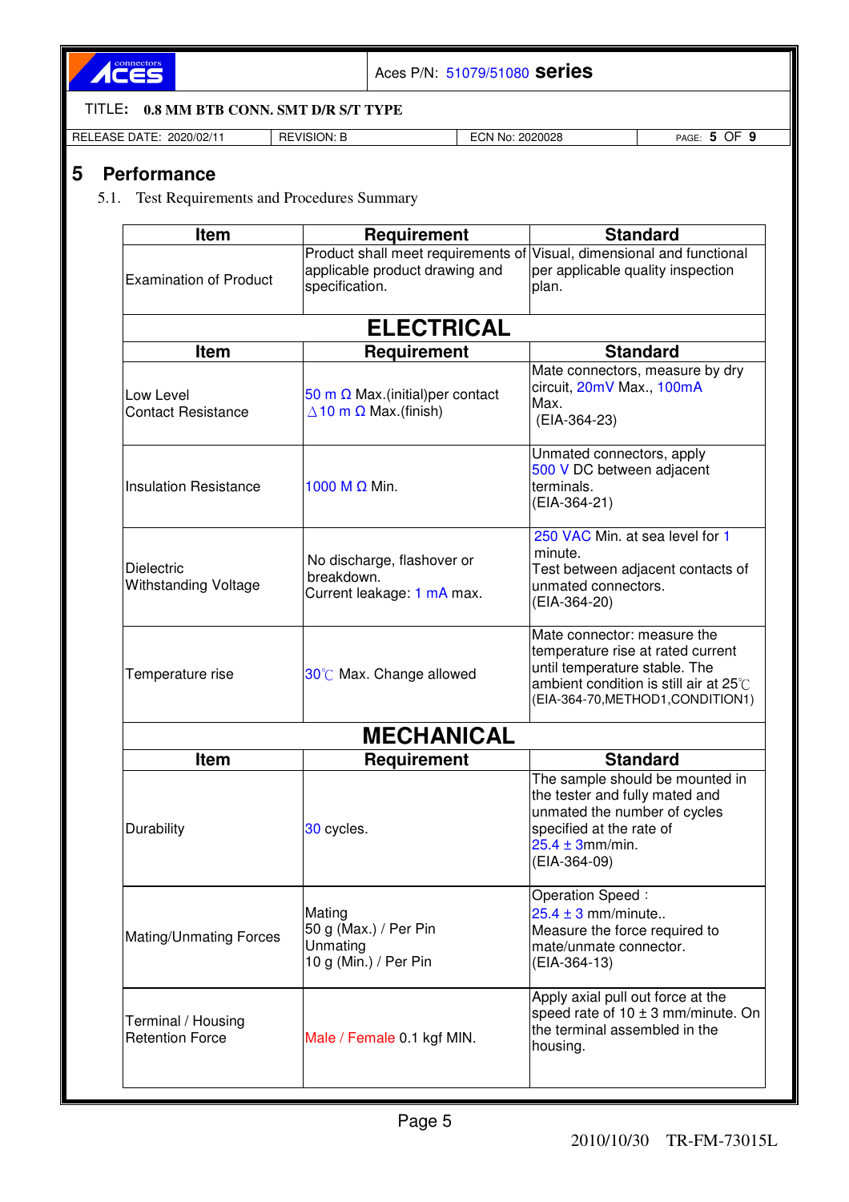# 5 Performance

5.1. Test Requirements and Procedures Summary

| Item | Requirement | Standard |
|---|---|---|
| Examination of Product | Product shall meet requirements of applicable product drawing and specification. | Visual, dimensional and functional per applicable quality inspection plan. |
| **ELECTRICAL** | | |
| **Item** | **Requirement** | **Standard** |
| Low Level Contact Resistance | 50 m Ω Max.(initial)per contact<br>△10 m Ω Max.(finish) | Mate connectors, measure by dry circuit, 20mV Max., 100mA Max.<br>(EIA-364-23) |
| Insulation Resistance | 1000 M Ω Min. | Unmated connectors, apply 500 V DC between adjacent terminals.<br>(EIA-364-21) |
| Dielectric Withstanding Voltage | No discharge, flashover or breakdown.<br>Current leakage: 1 mA max. | 250 VAC Min. at sea level for 1 minute.<br>Test between adjacent contacts of unmated connectors.<br>(EIA-364-20) |
| Temperature rise | 30℃ Max. Change allowed | Mate connector: measure the temperature rise at rated current until temperature stable. The ambient condition is still air at 25℃<br>(EIA-364-70,METHOD1,CONDITION1) |
| **MECHANICAL** | | |
| **Item** | **Requirement** | **Standard** |
| Durability | 30 cycles. | The sample should be mounted in the tester and fully mated and unmated the number of cycles specified at the rate of 25.4 ± 3mm/min.<br>(EIA-364-09) |
| Mating/Unmating Forces | Mating<br>50 g (Max.) / Per Pin<br>Unmating<br>10 g (Min.) / Per Pin | Operation Speed：<br>25.4 ± 3 mm/minute..<br>Measure the force required to mate/unmate connector.<br>(EIA-364-13) |
| Terminal / Housing Retention Force | Male / Female 0.1 kgf MIN. | Apply axial pull out force at the speed rate of 10 ± 3 mm/minute. On the terminal assembled in the housing. |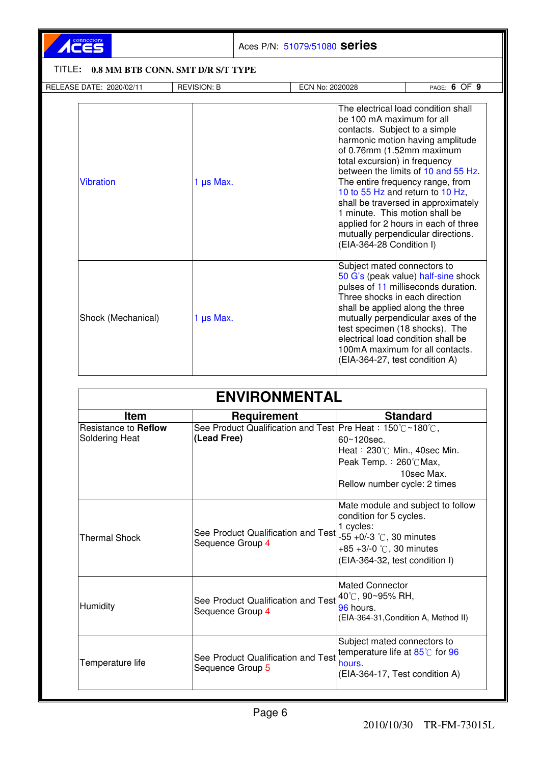| | | |
|---|---|---|
| Vibration | 1 μs Max. | The electrical load condition shall be 100 mA maximum for all contacts. Subject to a simple harmonic motion having amplitude of 0.76mm (1.52mm maximum total excursion) in frequency between the limits of 10 and 55 Hz. The entire frequency range, from 10 to 55 Hz and return to 10 Hz, shall be traversed in approximately 1 minute. This motion shall be applied for 2 hours in each of three mutually perpendicular directions. (EIA-364-28 Condition I) |
| Shock (Mechanical) | 1 μs Max. | Subject mated connectors to 50 G's (peak value) half-sine shock pulses of 11 milliseconds duration. Three shocks in each direction shall be applied along the three mutually perpendicular axes of the test specimen (18 shocks). The electrical load condition shall be 100mA maximum for all contacts. (EIA-364-27, test condition A) |

## ENVIRONMENTAL

| Item | Requirement | Standard |
|---|---|---|
| Resistance to **Reflow** Soldering Heat | See Product Qualification and Test **(Lead Free)** | Pre Heat：150℃~180℃, 60~120sec. Heat：230℃ Min., 40sec Min. Peak Temp.：260℃Max, 10sec Max. Rellow number cycle: 2 times |
| Thermal Shock | See Product Qualification and Test Sequence Group 4 | Mate module and subject to follow condition for 5 cycles. 1 cycles: -55 +0/-3 ℃, 30 minutes +85 +3/-0 ℃, 30 minutes (EIA-364-32, test condition I) |
| Humidity | See Product Qualification and Test Sequence Group 4 | Mated Connector 40℃, 90~95% RH, 96 hours. (EIA-364-31,Condition A, Method II) |
| Temperature life | See Product Qualification and Test Sequence Group 5 | Subject mated connectors to temperature life at 85℃ for 96 hours. (EIA-364-17, Test condition A) |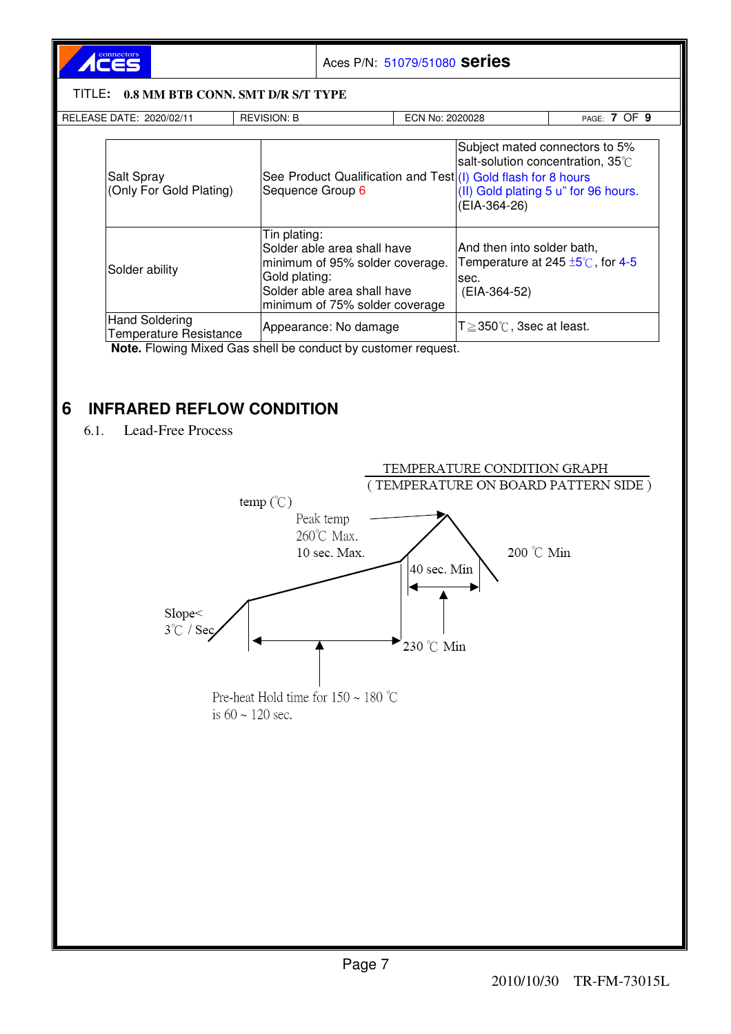TITLE: **0.8 MM BTB CONN. SMT D/R S/T TYPE**

| | | |
|---|---|---|
| Salt Spray<br>(Only For Gold Plating) | See Product Qualification and Test Sequence Group 6 | Subject mated connectors to 5% salt-solution concentration, 35℃<br>(I) Gold flash for 8 hours<br>(II) Gold plating 5 u" for 96 hours.<br>(EIA-364-26) |
| Solder ability | Tin plating:<br>Solder able area shall have minimum of 95% solder coverage.<br>Gold plating:<br>Solder able area shall have minimum of 75% solder coverage | And then into solder bath, Temperature at 245 ±5℃, for 4-5 sec.<br>(EIA-364-52) |
| Hand Soldering Temperature Resistance | Appearance: No damage | T≧350℃, 3sec at least. |

**Note.** Flowing Mixed Gas shell be conduct by customer request.

# 6 INFRARED REFLOW CONDITION

6.1. Lead-Free Process

TEMPERATURE CONDITION GRAPH
( TEMPERATURE ON BOARD PATTERN SIDE )

temp (℃)

Peak temp
260℃ Max.
10 sec. Max.

200 ℃ Min

40 sec. Min

Slope<
3℃ / Sec

230 ℃ Min

Pre-heat Hold time for 150 ~ 180 ℃
is 60 ~ 120 sec.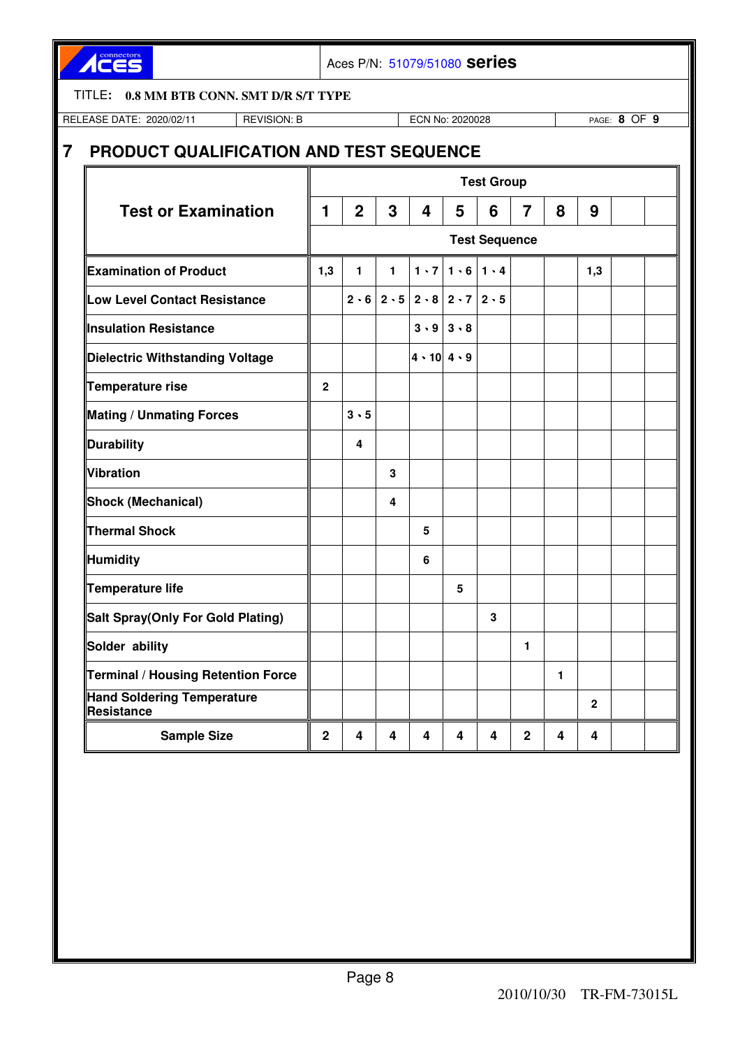# 7 PRODUCT QUALIFICATION AND TEST SEQUENCE

| Test or Examination | Test Group | | | | | | | | | | |
|---|---|---|---|---|---|---|---|---|---|---|---|
| | 1 | 2 | 3 | 4 | 5 | 6 | 7 | 8 | 9 | | |
| | Test Sequence | | | | | | | | | | |
| Examination of Product | 1,3 | 1 | 1 | 1、7 | 1、6 | 1、4 | | | 1,3 | | |
| Low Level Contact Resistance | | 2、6 | 2、5 | 2、8 | 2、7 | 2、5 | | | | | |
| Insulation Resistance | | | | 3、9 | 3、8 | | | | | | |
| Dielectric Withstanding Voltage | | | | 4、10 | 4、9 | | | | | | |
| Temperature rise | 2 | | | | | | | | | | |
| Mating / Unmating Forces | | 3、5 | | | | | | | | | |
| Durability | | 4 | | | | | | | | | |
| Vibration | | | 3 | | | | | | | | |
| Shock (Mechanical) | | | 4 | | | | | | | | |
| Thermal Shock | | | | 5 | | | | | | | |
| Humidity | | | | 6 | | | | | | | |
| Temperature life | | | | | 5 | | | | | | |
| Salt Spray(Only For Gold Plating) | | | | | | 3 | | | | | |
| Solder ability | | | | | | | 1 | | | | |
| Terminal / Housing Retention Force | | | | | | | | 1 | | | |
| Hand Soldering Temperature Resistance | | | | | | | | | 2 | | |
| Sample Size | 2 | 4 | 4 | 4 | 4 | 4 | 2 | 4 | 4 | | |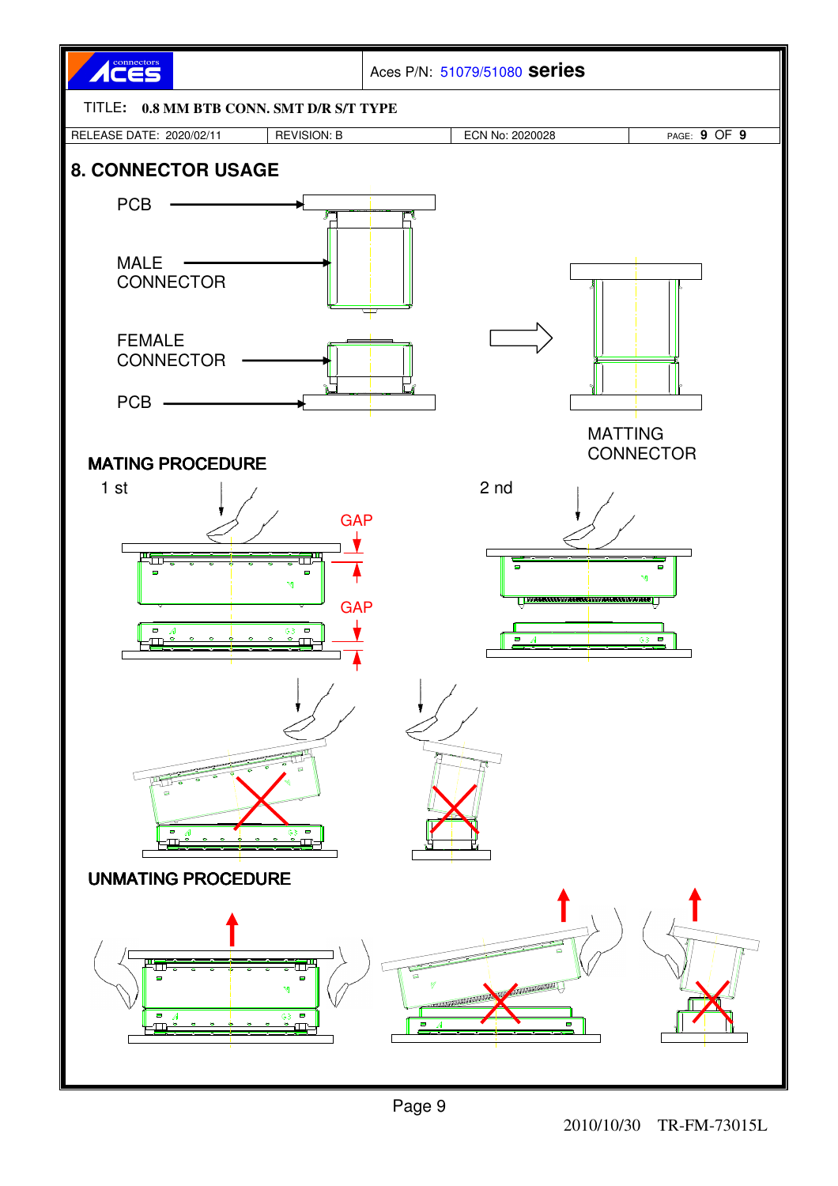# 8. CONNECTOR USAGE

PCB

MALE CONNECTOR

FEMALE CONNECTOR

PCB

MATTING CONNECTOR

## MATING PROCEDURE

1 st

GAP

GAP

2 nd

## UNMATING PROCEDURE